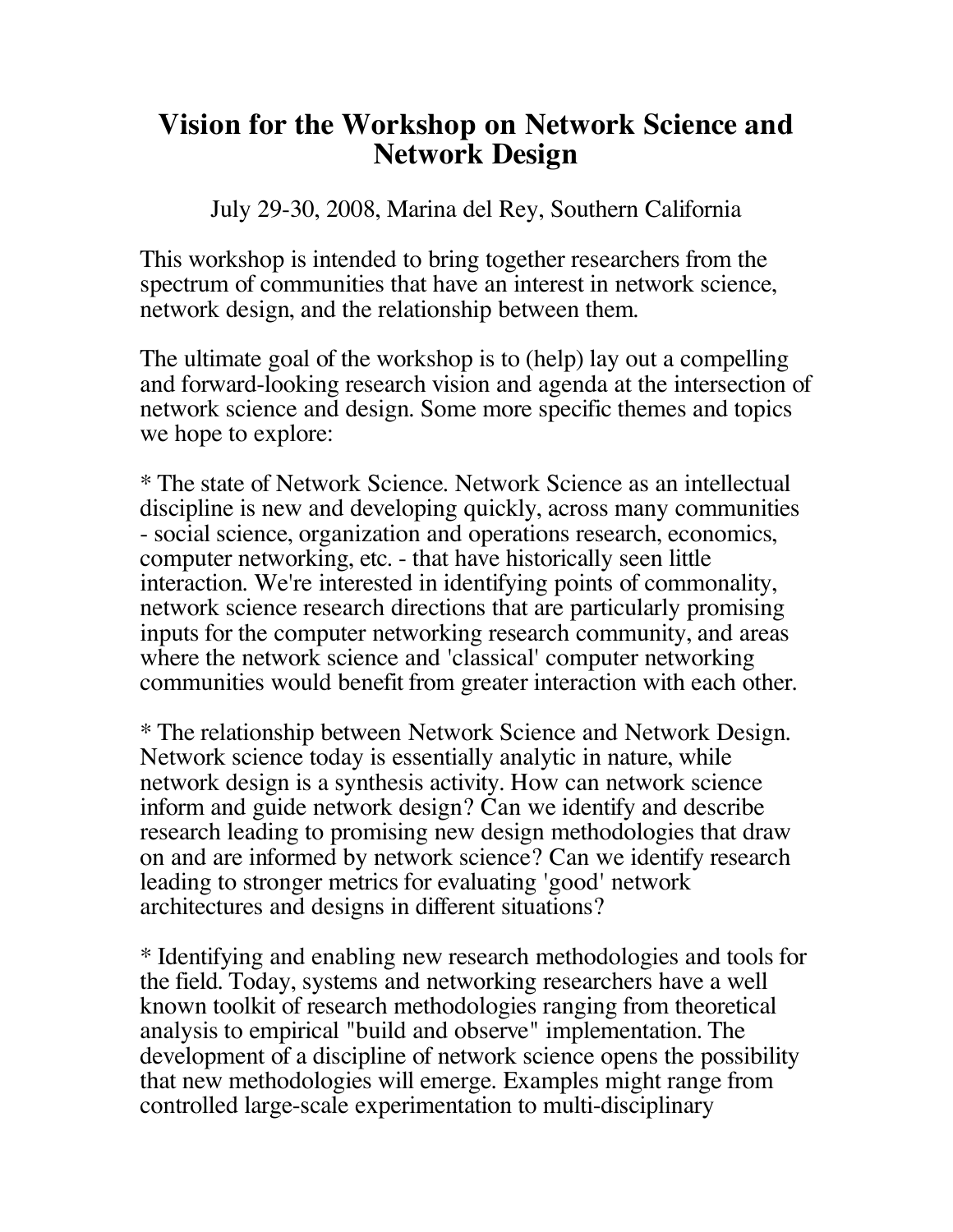# Vision for the Workshop on Network Science and Network Design

July 29-30, 2008, Marina del Rey, Southern California

This workshop is intended to bring together researchers from the spectrum of communities that have an interest in network science, network design, and the relationship between them.

The ultimate goal of the workshop is to (help) lay out a compelling and forward-looking research vision and agenda at the intersection of network science and design. Some more specific themes and topics we hope to explore:

* The state of Network Science. Network Science as an intellectual discipline is new and developing quickly, across many communities - social science, organization and operations research, economics, computer networking, etc. - that have historically seen little interaction. We're interested in identifying points of commonality, network science research directions that are particularly promising inputs for the computer networking research community, and areas where the network science and 'classical' computer networking communities would benefit from greater interaction with each other.

* The relationship between Network Science and Network Design. Network science today is essentially analytic in nature, while network design is a synthesis activity. How can network science inform and guide network design? Can we identify and describe research leading to promising new design methodologies that draw on and are informed by network science? Can we identify research leading to stronger metrics for evaluating 'good' network architectures and designs in different situations?

* Identifying and enabling new research methodologies and tools for the field. Today, systems and networking researchers have a well known toolkit of research methodologies ranging from theoretical analysis to empirical "build and observe" implementation. The development of a discipline of network science opens the possibility that new methodologies will emerge. Examples might range from controlled large-scale experimentation to multi-disciplinary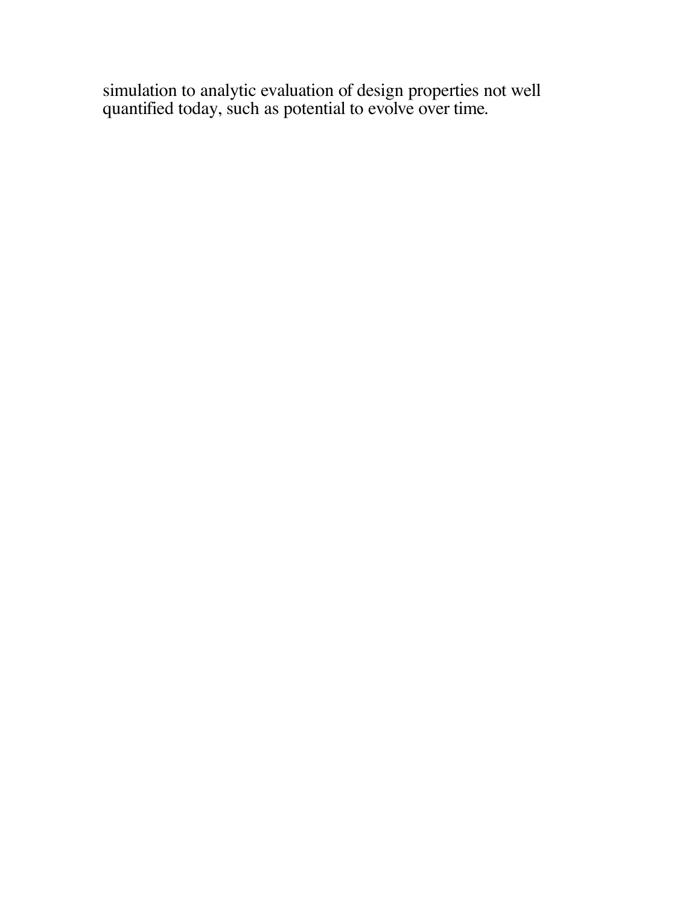simulation to analytic evaluation of design properties not well quantified today, such as potential to evolve over time.